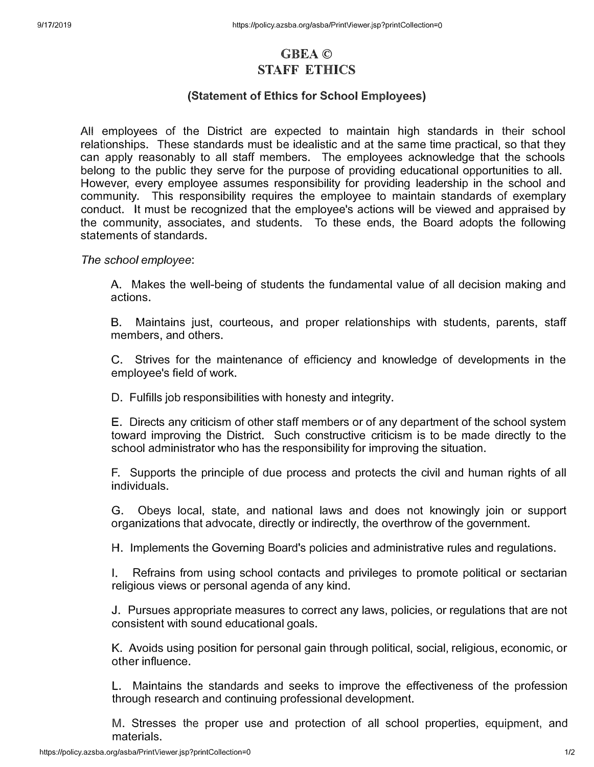# GBEA ©
# STAFF ETHICS

## (Statement of Ethics for School Employees)

All employees of the District are expected to maintain high standards in their school relationships. These standards must be idealistic and at the same time practical, so that they can apply reasonably to all staff members. The employees acknowledge that the schools belong to the public they serve for the purpose of providing educational opportunities to all. However, every employee assumes responsibility for providing leadership in the school and community. This responsibility requires the employee to maintain standards of exemplary conduct. It must be recognized that the employee's actions will be viewed and appraised by the community, associates, and students. To these ends, the Board adopts the following statements of standards.

*The school employee*:

A. Makes the well-being of students the fundamental value of all decision making and actions.

B. Maintains just, courteous, and proper relationships with students, parents, staff members, and others.

C. Strives for the maintenance of efficiency and knowledge of developments in the employee's field of work.

D. Fulfills job responsibilities with honesty and integrity.

E. Directs any criticism of other staff members or of any department of the school system toward improving the District. Such constructive criticism is to be made directly to the school administrator who has the responsibility for improving the situation.

F. Supports the principle of due process and protects the civil and human rights of all individuals.

G. Obeys local, state, and national laws and does not knowingly join or support organizations that advocate, directly or indirectly, the overthrow of the government.

H. Implements the Governing Board's policies and administrative rules and regulations.

I. Refrains from using school contacts and privileges to promote political or sectarian religious views or personal agenda of any kind.

J. Pursues appropriate measures to correct any laws, policies, or regulations that are not consistent with sound educational goals.

K. Avoids using position for personal gain through political, social, religious, economic, or other influence.

L. Maintains the standards and seeks to improve the effectiveness of the profession through research and continuing professional development.

M. Stresses the proper use and protection of all school properties, equipment, and materials.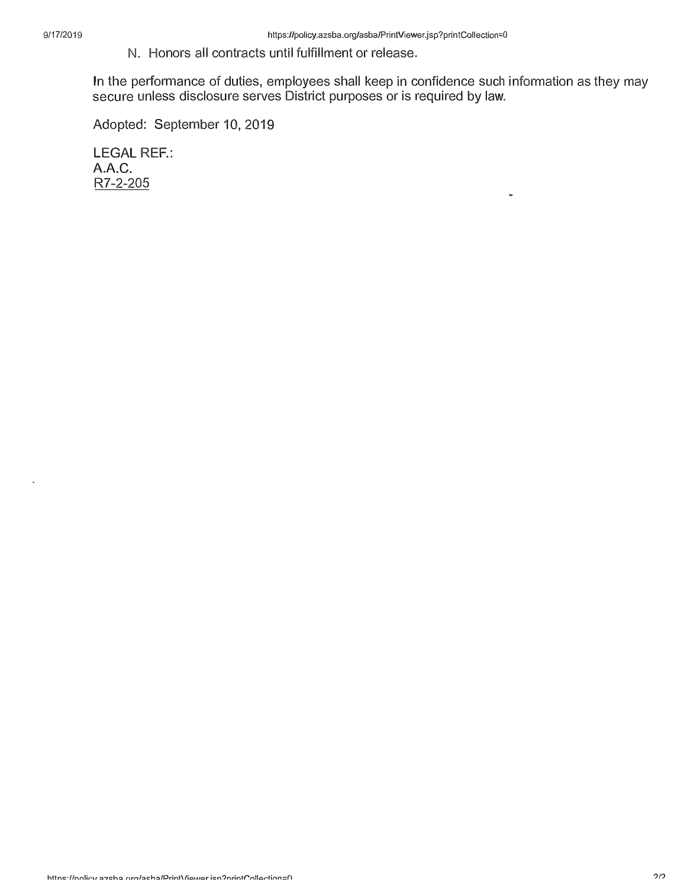N. Honors all contracts until fulfillment or release.

In the performance of duties, employees shall keep in confidence such information as they may secure unless disclosure serves District purposes or is required by law.

Adopted: September 10, 2019

LEGAL REF.:
A.A.C.
R7-2-205